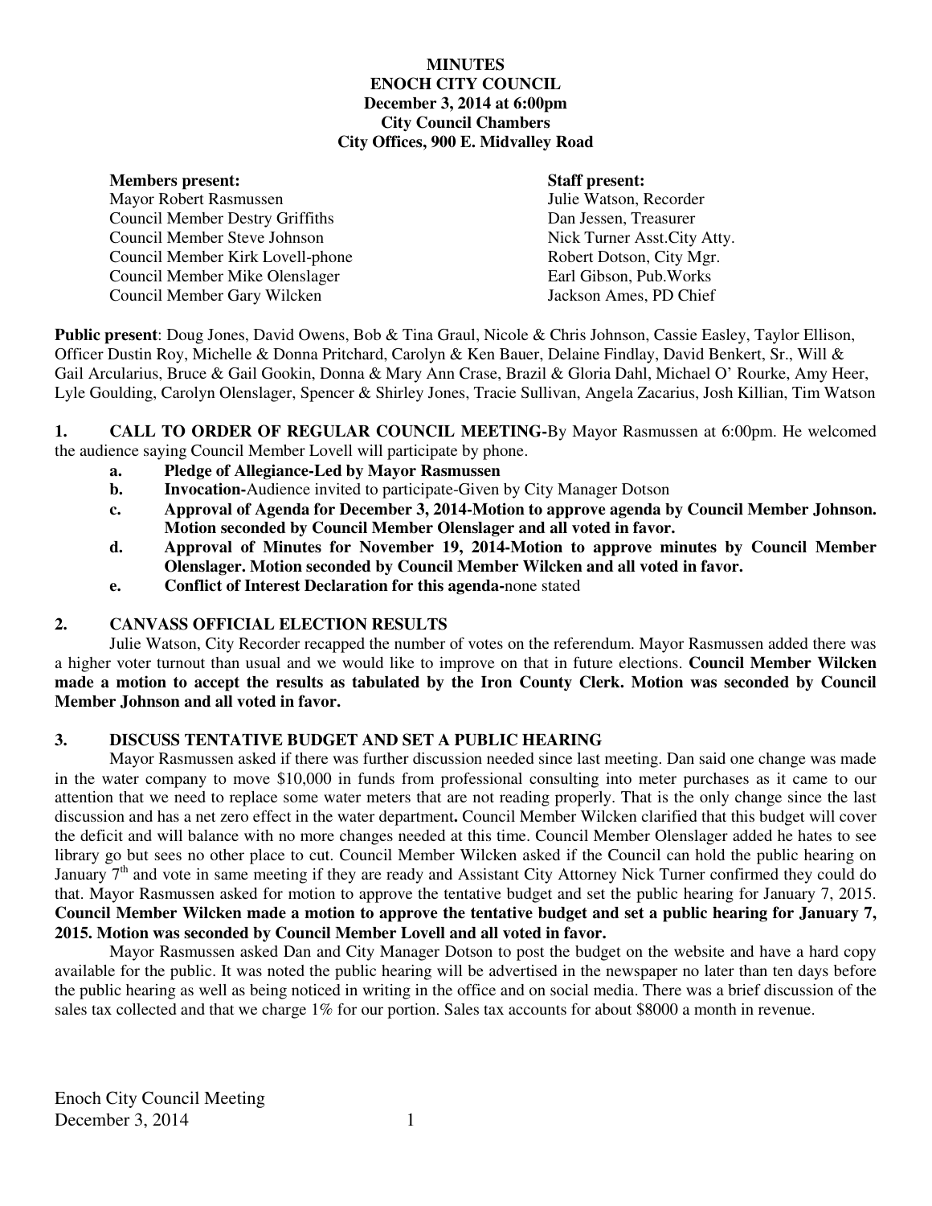**MINUTES**
**ENOCH CITY COUNCIL**
**December 3, 2014 at 6:00pm**
**City Council Chambers**
**City Offices, 900 E. Midvalley Road**

| **Members present:** | **Staff present:** |
|---|---|
| Mayor Robert Rasmussen | Julie Watson, Recorder |
| Council Member Destry Griffiths | Dan Jessen, Treasurer |
| Council Member Steve Johnson | Nick Turner Asst.City Atty. |
| Council Member Kirk Lovell-phone | Robert Dotson, City Mgr. |
| Council Member Mike Olenslager | Earl Gibson, Pub.Works |
| Council Member Gary Wilcken | Jackson Ames, PD Chief |

**Public present**: Doug Jones, David Owens, Bob & Tina Graul, Nicole & Chris Johnson, Cassie Easley, Taylor Ellison, Officer Dustin Roy, Michelle & Donna Pritchard, Carolyn & Ken Bauer, Delaine Findlay, David Benkert, Sr., Will & Gail Arcularius, Bruce & Gail Gookin, Donna & Mary Ann Crase, Brazil & Gloria Dahl, Michael O' Rourke, Amy Heer, Lyle Goulding, Carolyn Olenslager, Spencer & Shirley Jones, Tracie Sullivan, Angela Zacarius, Josh Killian, Tim Watson

**1. CALL TO ORDER OF REGULAR COUNCIL MEETING-**By Mayor Rasmussen at 6:00pm. He welcomed the audience saying Council Member Lovell will participate by phone.

- **a. Pledge of Allegiance-Led by Mayor Rasmussen**
- **b. Invocation-**Audience invited to participate-Given by City Manager Dotson
- **c. Approval of Agenda for December 3, 2014-Motion to approve agenda by Council Member Johnson. Motion seconded by Council Member Olenslager and all voted in favor.**
- **d. Approval of Minutes for November 19, 2014-Motion to approve minutes by Council Member Olenslager. Motion seconded by Council Member Wilcken and all voted in favor.**
- **e. Conflict of Interest Declaration for this agenda-**none stated

**2. CANVASS OFFICIAL ELECTION RESULTS**

Julie Watson, City Recorder recapped the number of votes on the referendum. Mayor Rasmussen added there was a higher voter turnout than usual and we would like to improve on that in future elections. **Council Member Wilcken made a motion to accept the results as tabulated by the Iron County Clerk. Motion was seconded by Council Member Johnson and all voted in favor.**

**3. DISCUSS TENTATIVE BUDGET AND SET A PUBLIC HEARING**

Mayor Rasmussen asked if there was further discussion needed since last meeting. Dan said one change was made in the water company to move $10,000 in funds from professional consulting into meter purchases as it came to our attention that we need to replace some water meters that are not reading properly. That is the only change since the last discussion and has a net zero effect in the water department**.** Council Member Wilcken clarified that this budget will cover the deficit and will balance with no more changes needed at this time. Council Member Olenslager added he hates to see library go but sees no other place to cut. Council Member Wilcken asked if the Council can hold the public hearing on January 7th and vote in same meeting if they are ready and Assistant City Attorney Nick Turner confirmed they could do that. Mayor Rasmussen asked for motion to approve the tentative budget and set the public hearing for January 7, 2015. **Council Member Wilcken made a motion to approve the tentative budget and set a public hearing for January 7, 2015. Motion was seconded by Council Member Lovell and all voted in favor.**

Mayor Rasmussen asked Dan and City Manager Dotson to post the budget on the website and have a hard copy available for the public. It was noted the public hearing will be advertised in the newspaper no later than ten days before the public hearing as well as being noticed in writing in the office and on social media. There was a brief discussion of the sales tax collected and that we charge 1% for our portion. Sales tax accounts for about $8000 a month in revenue.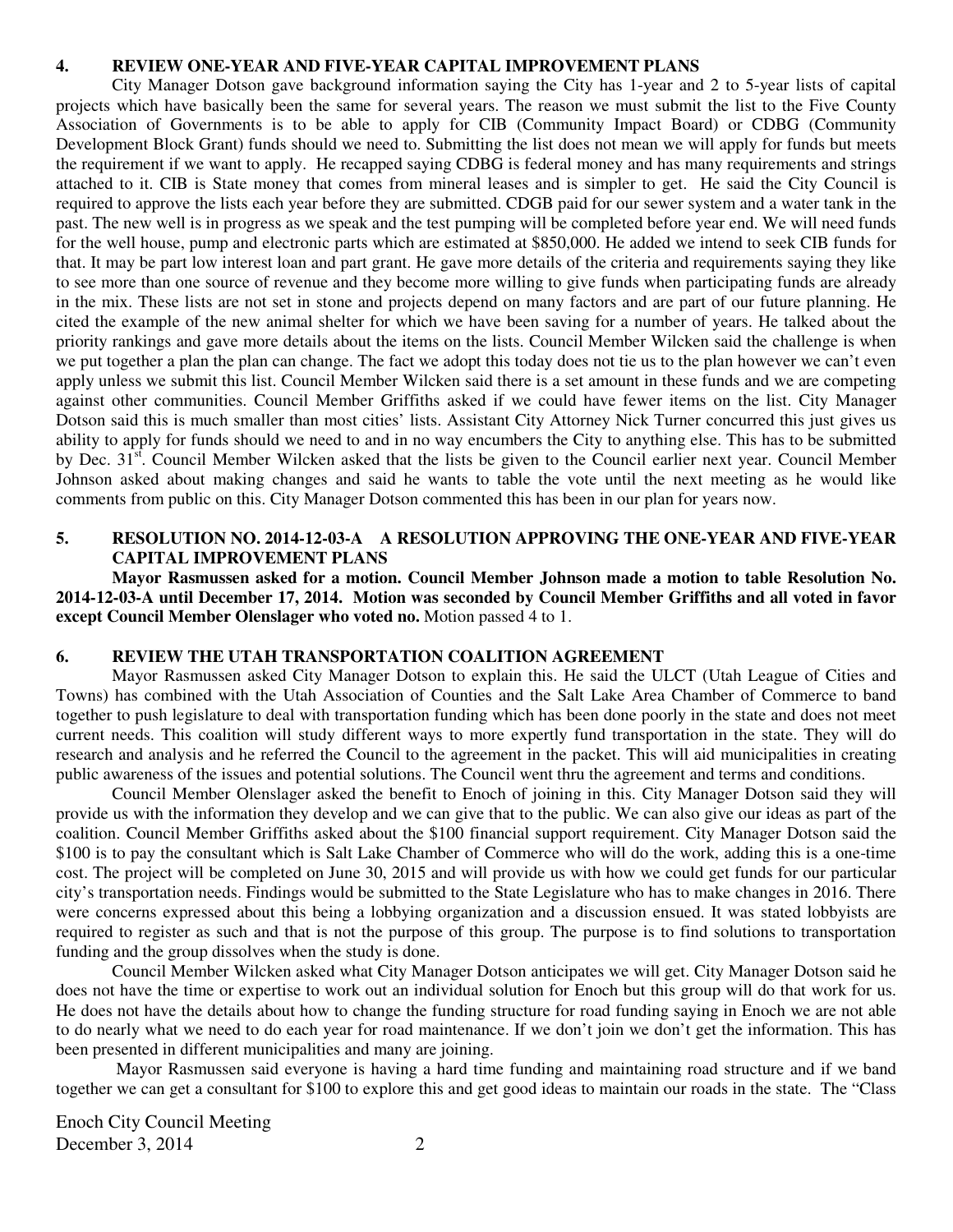**4. REVIEW ONE-YEAR AND FIVE-YEAR CAPITAL IMPROVEMENT PLANS**

City Manager Dotson gave background information saying the City has 1-year and 2 to 5-year lists of capital projects which have basically been the same for several years. The reason we must submit the list to the Five County Association of Governments is to be able to apply for CIB (Community Impact Board) or CDBG (Community Development Block Grant) funds should we need to. Submitting the list does not mean we will apply for funds but meets the requirement if we want to apply. He recapped saying CDBG is federal money and has many requirements and strings attached to it. CIB is State money that comes from mineral leases and is simpler to get. He said the City Council is required to approve the lists each year before they are submitted. CDGB paid for our sewer system and a water tank in the past. The new well is in progress as we speak and the test pumping will be completed before year end. We will need funds for the well house, pump and electronic parts which are estimated at $850,000. He added we intend to seek CIB funds for that. It may be part low interest loan and part grant. He gave more details of the criteria and requirements saying they like to see more than one source of revenue and they become more willing to give funds when participating funds are already in the mix. These lists are not set in stone and projects depend on many factors and are part of our future planning. He cited the example of the new animal shelter for which we have been saving for a number of years. He talked about the priority rankings and gave more details about the items on the lists. Council Member Wilcken said the challenge is when we put together a plan the plan can change. The fact we adopt this today does not tie us to the plan however we can't even apply unless we submit this list. Council Member Wilcken said there is a set amount in these funds and we are competing against other communities. Council Member Griffiths asked if we could have fewer items on the list. City Manager Dotson said this is much smaller than most cities' lists. Assistant City Attorney Nick Turner concurred this just gives us ability to apply for funds should we need to and in no way encumbers the City to anything else. This has to be submitted by Dec. 31st. Council Member Wilcken asked that the lists be given to the Council earlier next year. Council Member Johnson asked about making changes and said he wants to table the vote until the next meeting as he would like comments from public on this. City Manager Dotson commented this has been in our plan for years now.

**5. RESOLUTION NO. 2014-12-03-A A RESOLUTION APPROVING THE ONE-YEAR AND FIVE-YEAR CAPITAL IMPROVEMENT PLANS**

**Mayor Rasmussen asked for a motion. Council Member Johnson made a motion to table Resolution No. 2014-12-03-A until December 17, 2014. Motion was seconded by Council Member Griffiths and all voted in favor except Council Member Olenslager who voted no.** Motion passed 4 to 1.

**6. REVIEW THE UTAH TRANSPORTATION COALITION AGREEMENT**

Mayor Rasmussen asked City Manager Dotson to explain this. He said the ULCT (Utah League of Cities and Towns) has combined with the Utah Association of Counties and the Salt Lake Area Chamber of Commerce to band together to push legislature to deal with transportation funding which has been done poorly in the state and does not meet current needs. This coalition will study different ways to more expertly fund transportation in the state. They will do research and analysis and he referred the Council to the agreement in the packet. This will aid municipalities in creating public awareness of the issues and potential solutions. The Council went thru the agreement and terms and conditions.

Council Member Olenslager asked the benefit to Enoch of joining in this. City Manager Dotson said they will provide us with the information they develop and we can give that to the public. We can also give our ideas as part of the coalition. Council Member Griffiths asked about the $100 financial support requirement. City Manager Dotson said the $100 is to pay the consultant which is Salt Lake Chamber of Commerce who will do the work, adding this is a one-time cost. The project will be completed on June 30, 2015 and will provide us with how we could get funds for our particular city's transportation needs. Findings would be submitted to the State Legislature who has to make changes in 2016. There were concerns expressed about this being a lobbying organization and a discussion ensued. It was stated lobbyists are required to register as such and that is not the purpose of this group. The purpose is to find solutions to transportation funding and the group dissolves when the study is done.

Council Member Wilcken asked what City Manager Dotson anticipates we will get. City Manager Dotson said he does not have the time or expertise to work out an individual solution for Enoch but this group will do that work for us. He does not have the details about how to change the funding structure for road funding saying in Enoch we are not able to do nearly what we need to do each year for road maintenance. If we don't join we don't get the information. This has been presented in different municipalities and many are joining.

Mayor Rasmussen said everyone is having a hard time funding and maintaining road structure and if we band together we can get a consultant for $100 to explore this and get good ideas to maintain our roads in the state. The "Class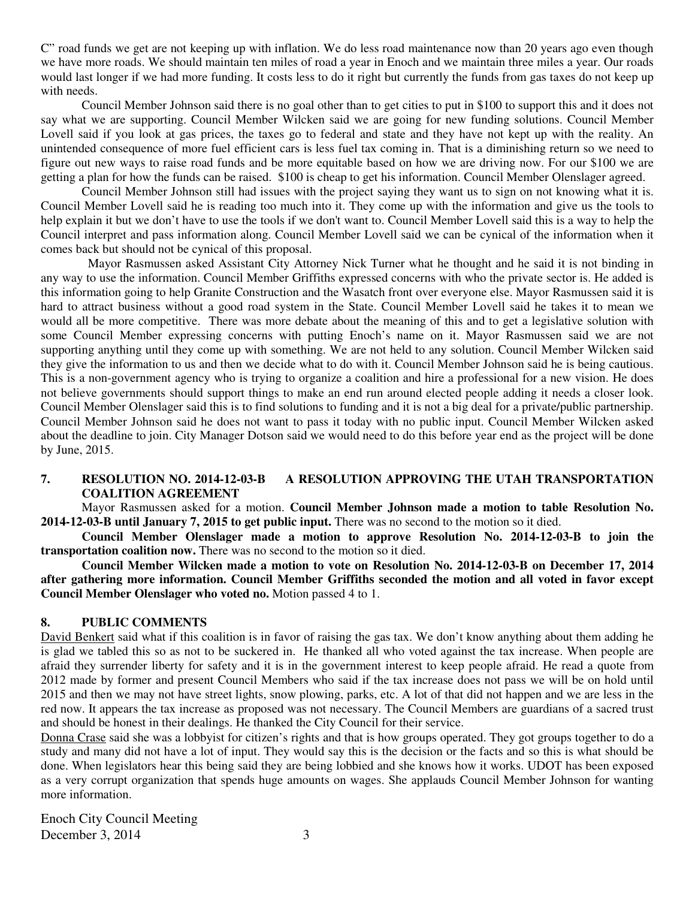C" road funds we get are not keeping up with inflation. We do less road maintenance now than 20 years ago even though we have more roads. We should maintain ten miles of road a year in Enoch and we maintain three miles a year. Our roads would last longer if we had more funding. It costs less to do it right but currently the funds from gas taxes do not keep up with needs.

Council Member Johnson said there is no goal other than to get cities to put in $100 to support this and it does not say what we are supporting. Council Member Wilcken said we are going for new funding solutions. Council Member Lovell said if you look at gas prices, the taxes go to federal and state and they have not kept up with the reality. An unintended consequence of more fuel efficient cars is less fuel tax coming in. That is a diminishing return so we need to figure out new ways to raise road funds and be more equitable based on how we are driving now. For our $100 we are getting a plan for how the funds can be raised. $100 is cheap to get his information. Council Member Olenslager agreed.

Council Member Johnson still had issues with the project saying they want us to sign on not knowing what it is. Council Member Lovell said he is reading too much into it. They come up with the information and give us the tools to help explain it but we don't have to use the tools if we don't want to. Council Member Lovell said this is a way to help the Council interpret and pass information along. Council Member Lovell said we can be cynical of the information when it comes back but should not be cynical of this proposal.

Mayor Rasmussen asked Assistant City Attorney Nick Turner what he thought and he said it is not binding in any way to use the information. Council Member Griffiths expressed concerns with who the private sector is. He added is this information going to help Granite Construction and the Wasatch front over everyone else. Mayor Rasmussen said it is hard to attract business without a good road system in the State. Council Member Lovell said he takes it to mean we would all be more competitive. There was more debate about the meaning of this and to get a legislative solution with some Council Member expressing concerns with putting Enoch's name on it. Mayor Rasmussen said we are not supporting anything until they come up with something. We are not held to any solution. Council Member Wilcken said they give the information to us and then we decide what to do with it. Council Member Johnson said he is being cautious. This is a non-government agency who is trying to organize a coalition and hire a professional for a new vision. He does not believe governments should support things to make an end run around elected people adding it needs a closer look. Council Member Olenslager said this is to find solutions to funding and it is not a big deal for a private/public partnership. Council Member Johnson said he does not want to pass it today with no public input. Council Member Wilcken asked about the deadline to join. City Manager Dotson said we would need to do this before year end as the project will be done by June, 2015.

## 7. RESOLUTION NO. 2014-12-03-B A RESOLUTION APPROVING THE UTAH TRANSPORTATION COALITION AGREEMENT

Mayor Rasmussen asked for a motion. **Council Member Johnson made a motion to table Resolution No. 2014-12-03-B until January 7, 2015 to get public input.** There was no second to the motion so it died.

**Council Member Olenslager made a motion to approve Resolution No. 2014-12-03-B to join the transportation coalition now.** There was no second to the motion so it died.

**Council Member Wilcken made a motion to vote on Resolution No. 2014-12-03-B on December 17, 2014 after gathering more information. Council Member Griffiths seconded the motion and all voted in favor except Council Member Olenslager who voted no.** Motion passed 4 to 1.

## 8. PUBLIC COMMENTS

David Benkert said what if this coalition is in favor of raising the gas tax. We don't know anything about them adding he is glad we tabled this so as not to be suckered in. He thanked all who voted against the tax increase. When people are afraid they surrender liberty for safety and it is in the government interest to keep people afraid. He read a quote from 2012 made by former and present Council Members who said if the tax increase does not pass we will be on hold until 2015 and then we may not have street lights, snow plowing, parks, etc. A lot of that did not happen and we are less in the red now. It appears the tax increase as proposed was not necessary. The Council Members are guardians of a sacred trust and should be honest in their dealings. He thanked the City Council for their service.

Donna Crase said she was a lobbyist for citizen's rights and that is how groups operated. They got groups together to do a study and many did not have a lot of input. They would say this is the decision or the facts and so this is what should be done. When legislators hear this being said they are being lobbied and she knows how it works. UDOT has been exposed as a very corrupt organization that spends huge amounts on wages. She applauds Council Member Johnson for wanting more information.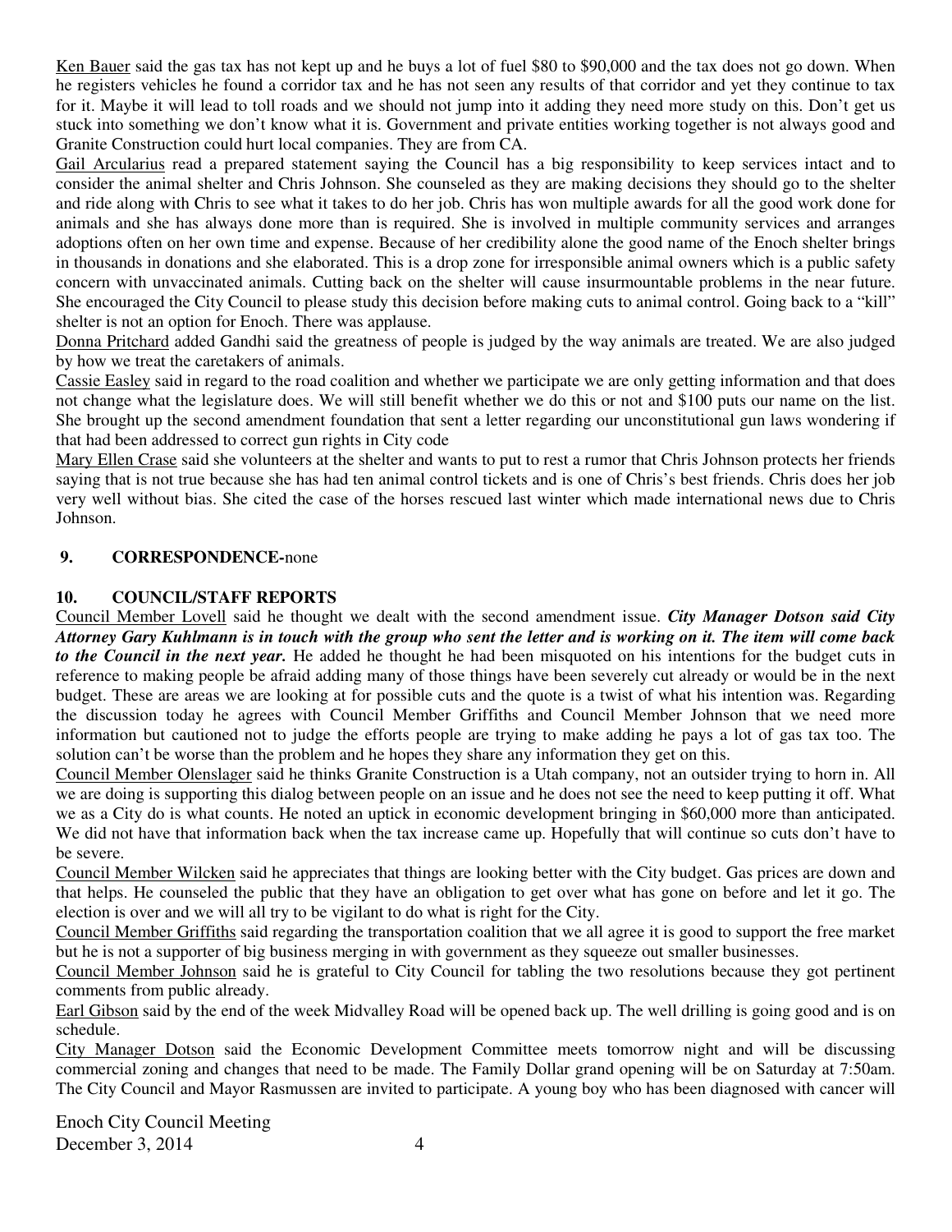Ken Bauer said the gas tax has not kept up and he buys a lot of fuel $80 to $90,000 and the tax does not go down. When he registers vehicles he found a corridor tax and he has not seen any results of that corridor and yet they continue to tax for it. Maybe it will lead to toll roads and we should not jump into it adding they need more study on this. Don't get us stuck into something we don't know what it is. Government and private entities working together is not always good and Granite Construction could hurt local companies. They are from CA.

Gail Arcularius read a prepared statement saying the Council has a big responsibility to keep services intact and to consider the animal shelter and Chris Johnson. She counseled as they are making decisions they should go to the shelter and ride along with Chris to see what it takes to do her job. Chris has won multiple awards for all the good work done for animals and she has always done more than is required. She is involved in multiple community services and arranges adoptions often on her own time and expense. Because of her credibility alone the good name of the Enoch shelter brings in thousands in donations and she elaborated. This is a drop zone for irresponsible animal owners which is a public safety concern with unvaccinated animals. Cutting back on the shelter will cause insurmountable problems in the near future. She encouraged the City Council to please study this decision before making cuts to animal control. Going back to a "kill" shelter is not an option for Enoch. There was applause.

Donna Pritchard added Gandhi said the greatness of people is judged by the way animals are treated. We are also judged by how we treat the caretakers of animals.

Cassie Easley said in regard to the road coalition and whether we participate we are only getting information and that does not change what the legislature does. We will still benefit whether we do this or not and $100 puts our name on the list. She brought up the second amendment foundation that sent a letter regarding our unconstitutional gun laws wondering if that had been addressed to correct gun rights in City code

Mary Ellen Crase said she volunteers at the shelter and wants to put to rest a rumor that Chris Johnson protects her friends saying that is not true because she has had ten animal control tickets and is one of Chris's best friends. Chris does her job very well without bias. She cited the case of the horses rescued last winter which made international news due to Chris Johnson.

## 9. CORRESPONDENCE-none

## 10. COUNCIL/STAFF REPORTS

Council Member Lovell said he thought we dealt with the second amendment issue. ***City Manager Dotson said City Attorney Gary Kuhlmann is in touch with the group who sent the letter and is working on it. The item will come back to the Council in the next year.*** He added he thought he had been misquoted on his intentions for the budget cuts in reference to making people be afraid adding many of those things have been severely cut already or would be in the next budget. These are areas we are looking at for possible cuts and the quote is a twist of what his intention was. Regarding the discussion today he agrees with Council Member Griffiths and Council Member Johnson that we need more information but cautioned not to judge the efforts people are trying to make adding he pays a lot of gas tax too. The solution can't be worse than the problem and he hopes they share any information they get on this.

Council Member Olenslager said he thinks Granite Construction is a Utah company, not an outsider trying to horn in. All we are doing is supporting this dialog between people on an issue and he does not see the need to keep putting it off. What we as a City do is what counts. He noted an uptick in economic development bringing in $60,000 more than anticipated. We did not have that information back when the tax increase came up. Hopefully that will continue so cuts don't have to be severe.

Council Member Wilcken said he appreciates that things are looking better with the City budget. Gas prices are down and that helps. He counseled the public that they have an obligation to get over what has gone on before and let it go. The election is over and we will all try to be vigilant to do what is right for the City.

Council Member Griffiths said regarding the transportation coalition that we all agree it is good to support the free market but he is not a supporter of big business merging in with government as they squeeze out smaller businesses.

Council Member Johnson said he is grateful to City Council for tabling the two resolutions because they got pertinent comments from public already.

Earl Gibson said by the end of the week Midvalley Road will be opened back up. The well drilling is going good and is on schedule.

City Manager Dotson said the Economic Development Committee meets tomorrow night and will be discussing commercial zoning and changes that need to be made. The Family Dollar grand opening will be on Saturday at 7:50am. The City Council and Mayor Rasmussen are invited to participate. A young boy who has been diagnosed with cancer will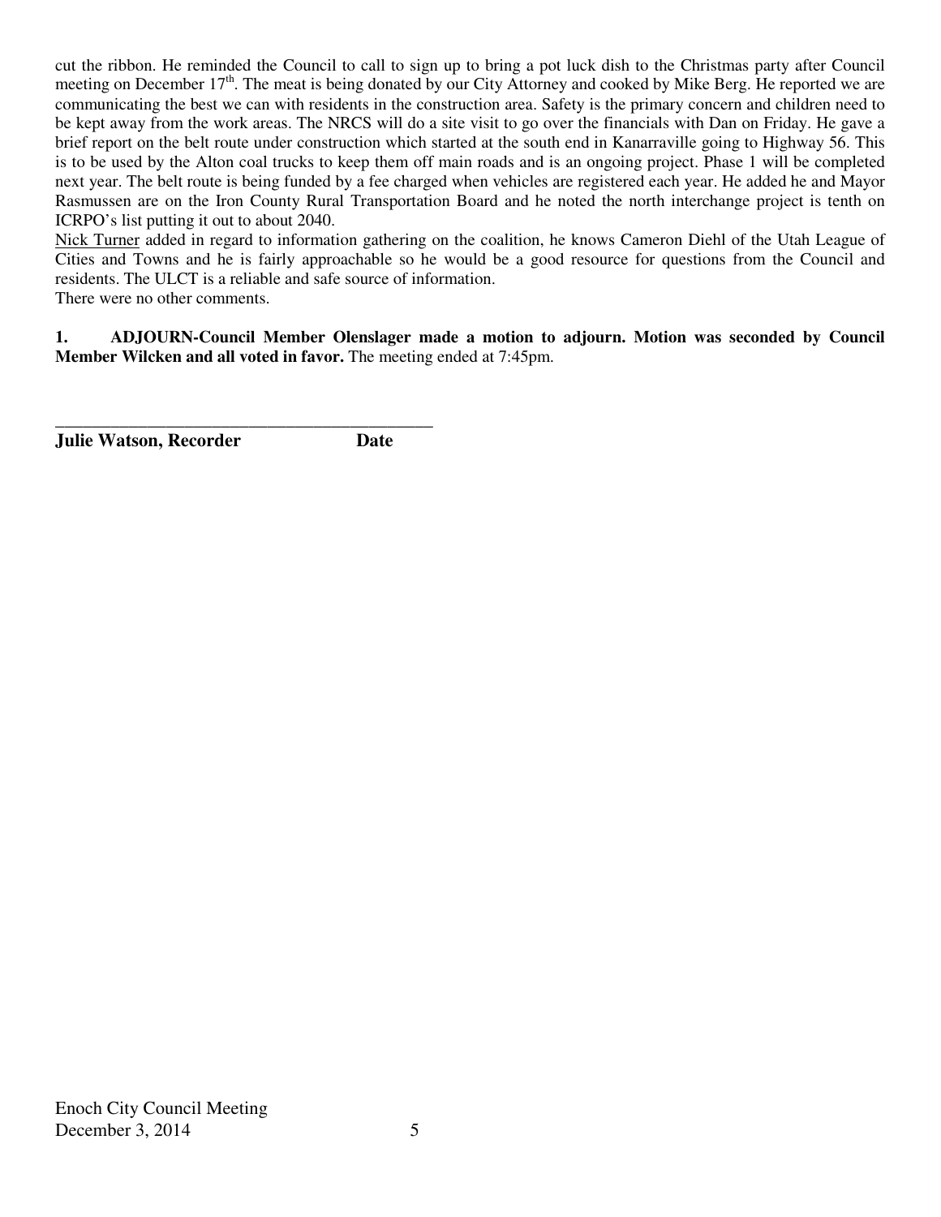cut the ribbon. He reminded the Council to call to sign up to bring a pot luck dish to the Christmas party after Council meeting on December 17th. The meat is being donated by our City Attorney and cooked by Mike Berg. He reported we are communicating the best we can with residents in the construction area. Safety is the primary concern and children need to be kept away from the work areas. The NRCS will do a site visit to go over the financials with Dan on Friday. He gave a brief report on the belt route under construction which started at the south end in Kanarraville going to Highway 56. This is to be used by the Alton coal trucks to keep them off main roads and is an ongoing project. Phase 1 will be completed next year. The belt route is being funded by a fee charged when vehicles are registered each year. He added he and Mayor Rasmussen are on the Iron County Rural Transportation Board and he noted the north interchange project is tenth on ICRPO's list putting it out to about 2040.

Nick Turner added in regard to information gathering on the coalition, he knows Cameron Diehl of the Utah League of Cities and Towns and he is fairly approachable so he would be a good resource for questions from the Council and residents. The ULCT is a reliable and safe source of information.

There were no other comments.

**1. ADJOURN-Council Member Olenslager made a motion to adjourn. Motion was seconded by Council Member Wilcken and all voted in favor.** The meeting ended at 7:45pm.

\_\_\_\_\_\_\_\_\_\_\_\_\_\_\_\_\_\_\_\_\_\_\_\_\_\_\_\_\_\_\_\_\_\_\_\_\_\_\_\_\_\_\_\_

**Julie Watson, Recorder Date**